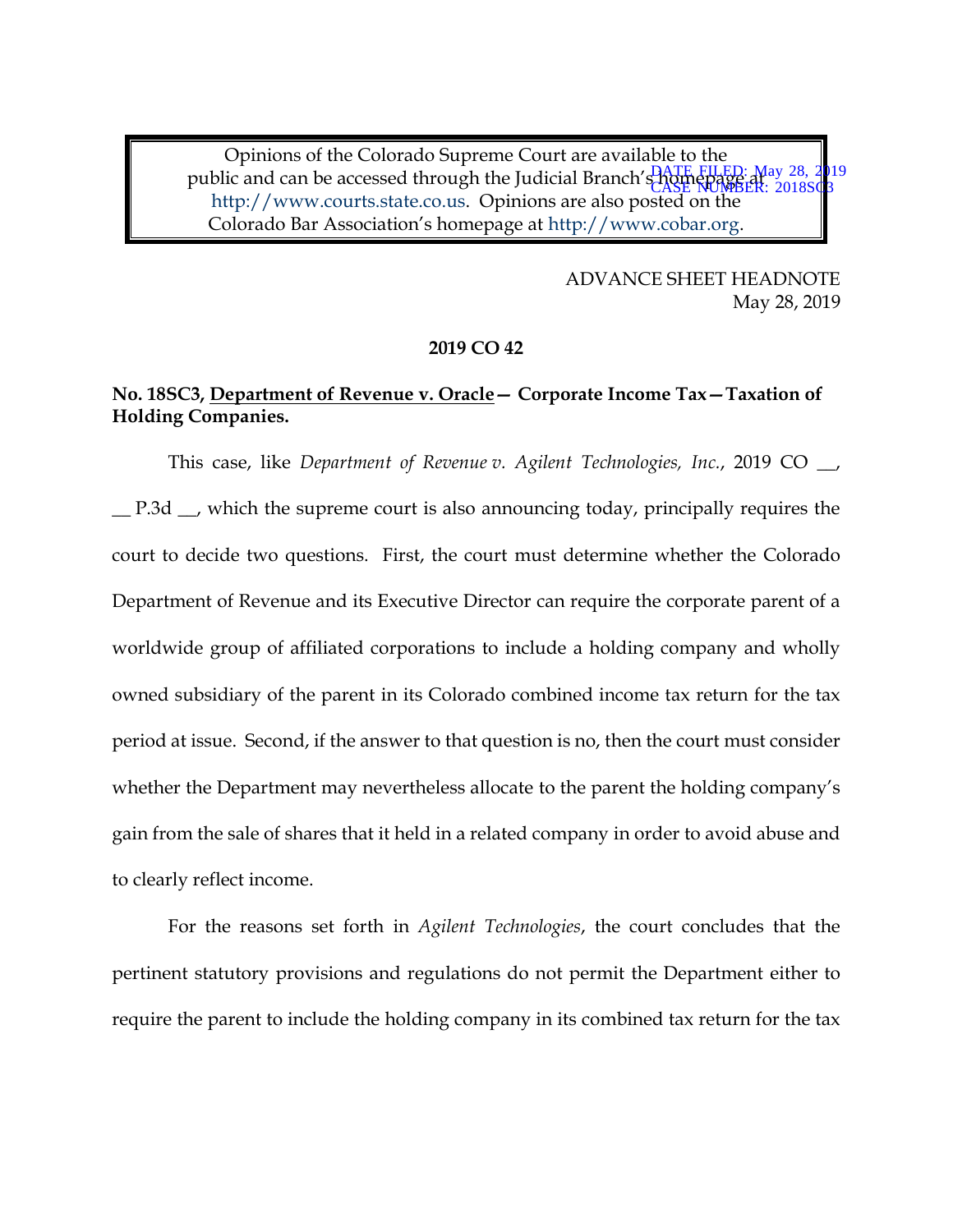Opinions of the Colorado Supreme Court are available to the public and can be accessed through the Judicial Branch's homepage at http://www.courts.state.co.us. Opinions are also posted on the Colorado Bar Association's homepage at http://www.cobar.org.

DATE FILED: May 28, 2019
CASE NUMBER: 2018SC3

ADVANCE SHEET HEADNOTE
May 28, 2019

**2019 CO 42**

**No. 18SC3, Department of Revenue v. Oracle— Corporate Income Tax—Taxation of Holding Companies.**

This case, like *Department of Revenue v. Agilent Technologies, Inc.*, 2019 CO __, __ P.3d __, which the supreme court is also announcing today, principally requires the court to decide two questions. First, the court must determine whether the Colorado Department of Revenue and its Executive Director can require the corporate parent of a worldwide group of affiliated corporations to include a holding company and wholly owned subsidiary of the parent in its Colorado combined income tax return for the tax period at issue. Second, if the answer to that question is no, then the court must consider whether the Department may nevertheless allocate to the parent the holding company's gain from the sale of shares that it held in a related company in order to avoid abuse and to clearly reflect income.

For the reasons set forth in *Agilent Technologies*, the court concludes that the pertinent statutory provisions and regulations do not permit the Department either to require the parent to include the holding company in its combined tax return for the tax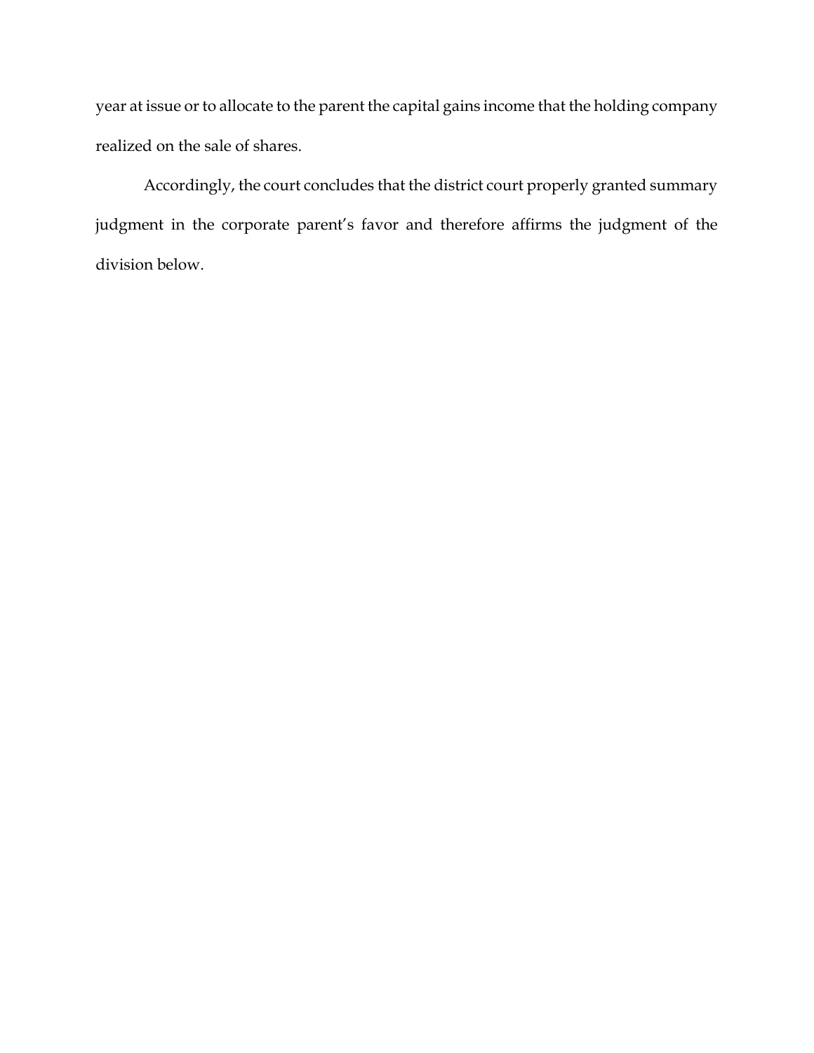year at issue or to allocate to the parent the capital gains income that the holding company realized on the sale of shares.

Accordingly, the court concludes that the district court properly granted summary judgment in the corporate parent's favor and therefore affirms the judgment of the division below.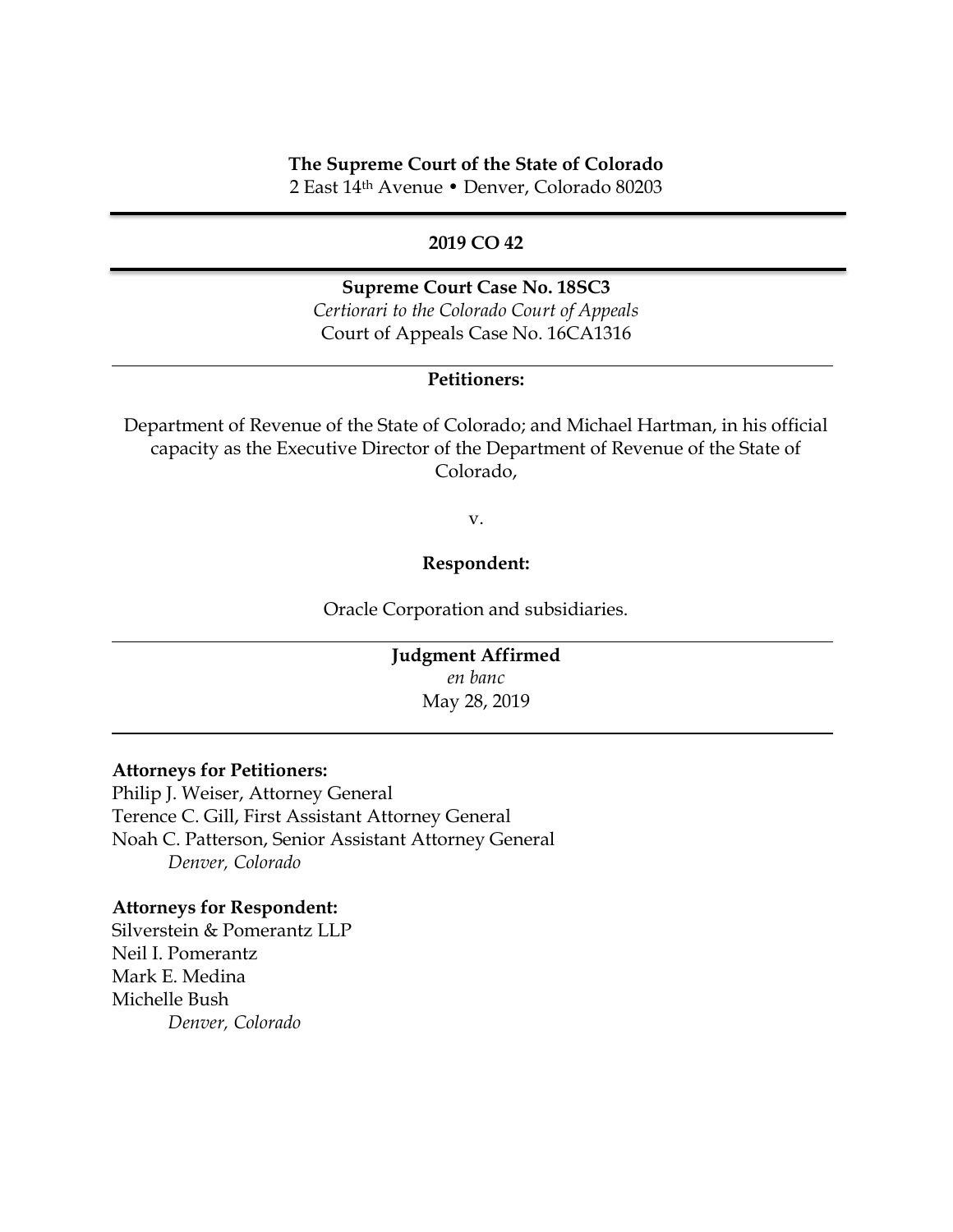**The Supreme Court of the State of Colorado**
2 East 14th Avenue • Denver, Colorado 80203

---

**2019 CO 42**

---

**Supreme Court Case No. 18SC3**
*Certiorari to the Colorado Court of Appeals*
Court of Appeals Case No. 16CA1316

---

**Petitioners:**

Department of Revenue of the State of Colorado; and Michael Hartman, in his official capacity as the Executive Director of the Department of Revenue of the State of Colorado,

v.

**Respondent:**

Oracle Corporation and subsidiaries.

---

**Judgment Affirmed**
*en banc*
May 28, 2019

---

**Attorneys for Petitioners:**
Philip J. Weiser, Attorney General
Terence C. Gill, First Assistant Attorney General
Noah C. Patterson, Senior Assistant Attorney General
*Denver, Colorado*

**Attorneys for Respondent:**
Silverstein & Pomerantz LLP
Neil I. Pomerantz
Mark E. Medina
Michelle Bush
*Denver, Colorado*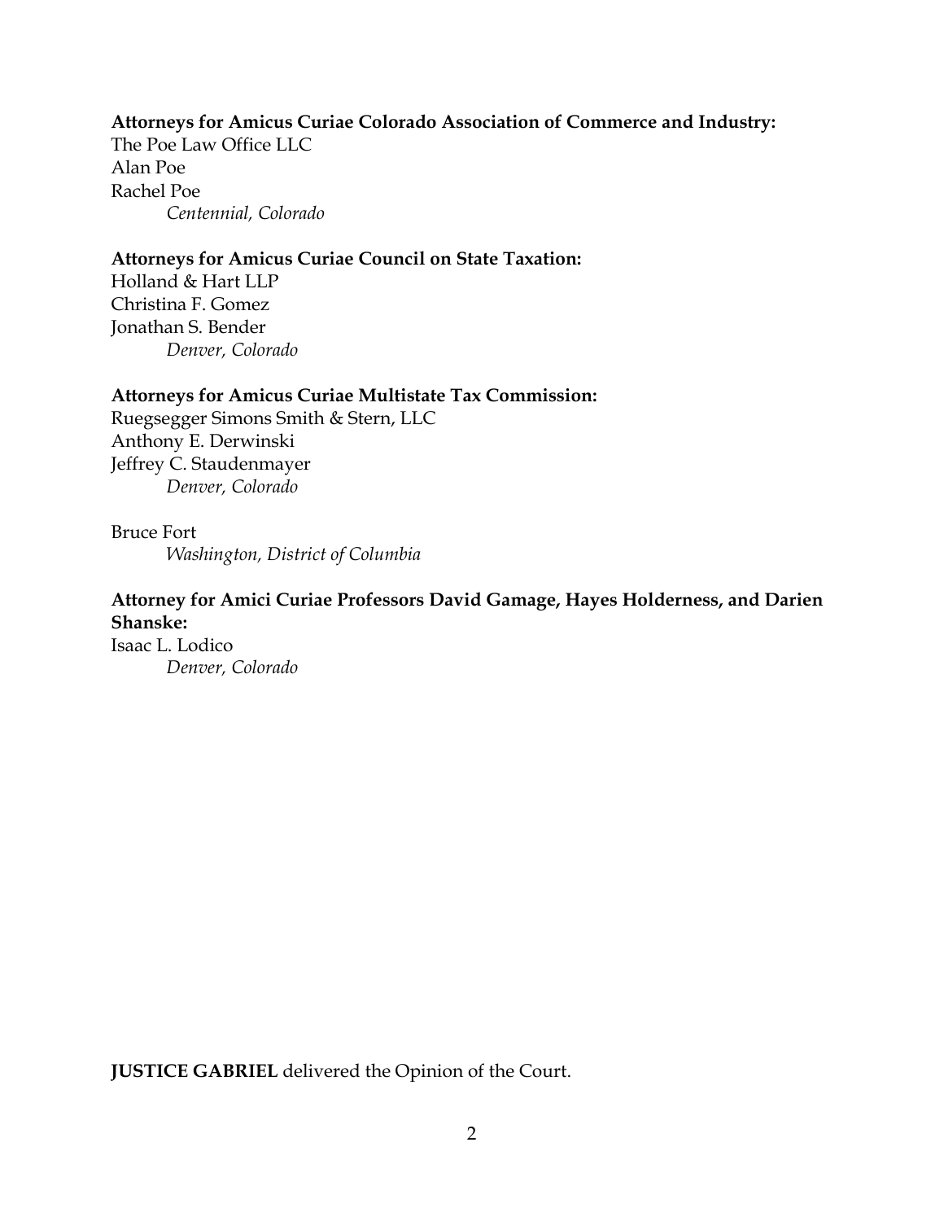**Attorneys for Amicus Curiae Colorado Association of Commerce and Industry:**
The Poe Law Office LLC
Alan Poe
Rachel Poe
*Centennial, Colorado*

**Attorneys for Amicus Curiae Council on State Taxation:**
Holland & Hart LLP
Christina F. Gomez
Jonathan S. Bender
*Denver, Colorado*

**Attorneys for Amicus Curiae Multistate Tax Commission:**
Ruegsegger Simons Smith & Stern, LLC
Anthony E. Derwinski
Jeffrey C. Staudenmayer
*Denver, Colorado*

Bruce Fort
*Washington, District of Columbia*

**Attorney for Amici Curiae Professors David Gamage, Hayes Holderness, and Darien Shanske:**
Isaac L. Lodico
*Denver, Colorado*

**JUSTICE GABRIEL** delivered the Opinion of the Court.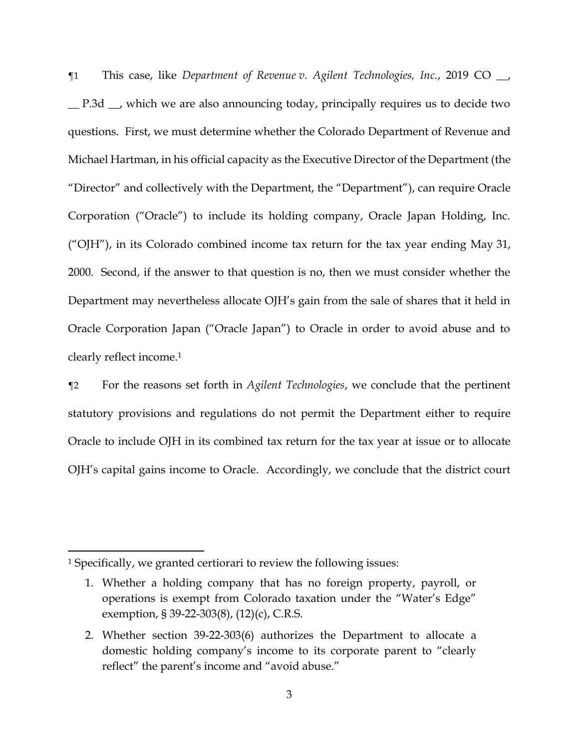¶1 This case, like *Department of Revenue v. Agilent Technologies, Inc.*, 2019 CO __, __ P.3d __, which we are also announcing today, principally requires us to decide two questions. First, we must determine whether the Colorado Department of Revenue and Michael Hartman, in his official capacity as the Executive Director of the Department (the "Director" and collectively with the Department, the "Department"), can require Oracle Corporation ("Oracle") to include its holding company, Oracle Japan Holding, Inc. ("OJH"), in its Colorado combined income tax return for the tax year ending May 31, 2000. Second, if the answer to that question is no, then we must consider whether the Department may nevertheless allocate OJH's gain from the sale of shares that it held in Oracle Corporation Japan ("Oracle Japan") to Oracle in order to avoid abuse and to clearly reflect income.[1]

¶2 For the reasons set forth in *Agilent Technologies*, we conclude that the pertinent statutory provisions and regulations do not permit the Department either to require Oracle to include OJH in its combined tax return for the tax year at issue or to allocate OJH's capital gains income to Oracle. Accordingly, we conclude that the district court

---

[1] Specifically, we granted certiorari to review the following issues:

1. Whether a holding company that has no foreign property, payroll, or operations is exempt from Colorado taxation under the "Water's Edge" exemption, § 39-22-303(8), (12)(c), C.R.S.

2. Whether section 39-22-303(6) authorizes the Department to allocate a domestic holding company's income to its corporate parent to "clearly reflect" the parent's income and "avoid abuse."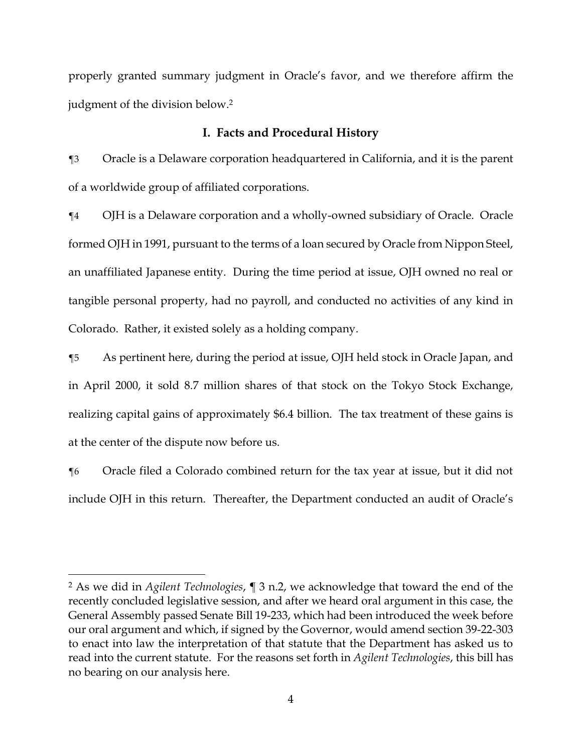properly granted summary judgment in Oracle's favor, and we therefore affirm the judgment of the division below.[2]

## I. Facts and Procedural History

¶3 Oracle is a Delaware corporation headquartered in California, and it is the parent of a worldwide group of affiliated corporations.

¶4 OJH is a Delaware corporation and a wholly-owned subsidiary of Oracle. Oracle formed OJH in 1991, pursuant to the terms of a loan secured by Oracle from Nippon Steel, an unaffiliated Japanese entity. During the time period at issue, OJH owned no real or tangible personal property, had no payroll, and conducted no activities of any kind in Colorado. Rather, it existed solely as a holding company.

¶5 As pertinent here, during the period at issue, OJH held stock in Oracle Japan, and in April 2000, it sold 8.7 million shares of that stock on the Tokyo Stock Exchange, realizing capital gains of approximately $6.4 billion. The tax treatment of these gains is at the center of the dispute now before us.

¶6 Oracle filed a Colorado combined return for the tax year at issue, but it did not include OJH in this return. Thereafter, the Department conducted an audit of Oracle's

---

[2] As we did in *Agilent Technologies*, ¶ 3 n.2, we acknowledge that toward the end of the recently concluded legislative session, and after we heard oral argument in this case, the General Assembly passed Senate Bill 19-233, which had been introduced the week before our oral argument and which, if signed by the Governor, would amend section 39-22-303 to enact into law the interpretation of that statute that the Department has asked us to read into the current statute. For the reasons set forth in *Agilent Technologies*, this bill has no bearing on our analysis here.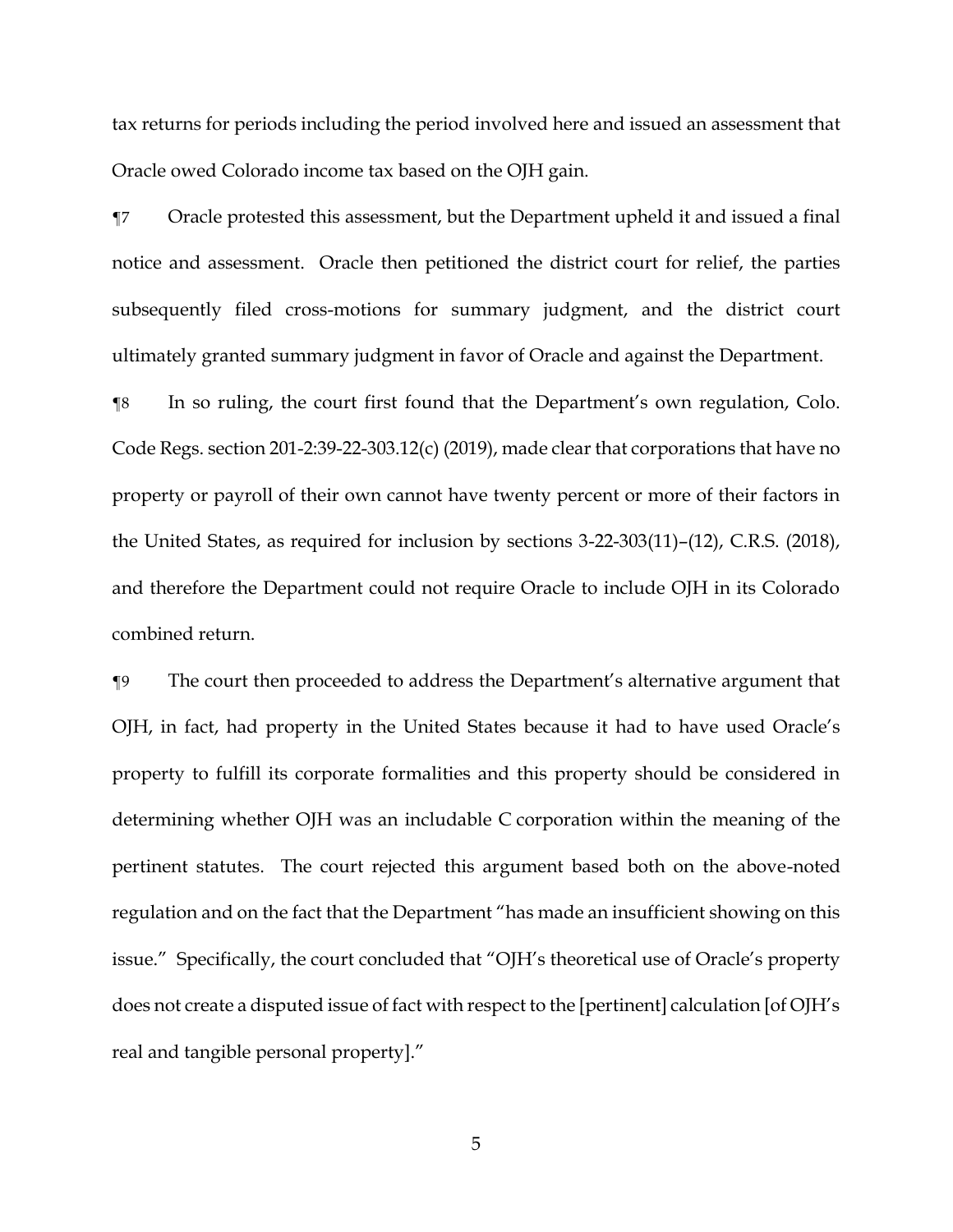tax returns for periods including the period involved here and issued an assessment that Oracle owed Colorado income tax based on the OJH gain.

¶7 Oracle protested this assessment, but the Department upheld it and issued a final notice and assessment. Oracle then petitioned the district court for relief, the parties subsequently filed cross-motions for summary judgment, and the district court ultimately granted summary judgment in favor of Oracle and against the Department.

¶8 In so ruling, the court first found that the Department's own regulation, Colo. Code Regs. section 201-2:39-22-303.12(c) (2019), made clear that corporations that have no property or payroll of their own cannot have twenty percent or more of their factors in the United States, as required for inclusion by sections 3-22-303(11)–(12), C.R.S. (2018), and therefore the Department could not require Oracle to include OJH in its Colorado combined return.

¶9 The court then proceeded to address the Department's alternative argument that OJH, in fact, had property in the United States because it had to have used Oracle's property to fulfill its corporate formalities and this property should be considered in determining whether OJH was an includable C corporation within the meaning of the pertinent statutes. The court rejected this argument based both on the above-noted regulation and on the fact that the Department "has made an insufficient showing on this issue." Specifically, the court concluded that "OJH's theoretical use of Oracle's property does not create a disputed issue of fact with respect to the [pertinent] calculation [of OJH's real and tangible personal property]."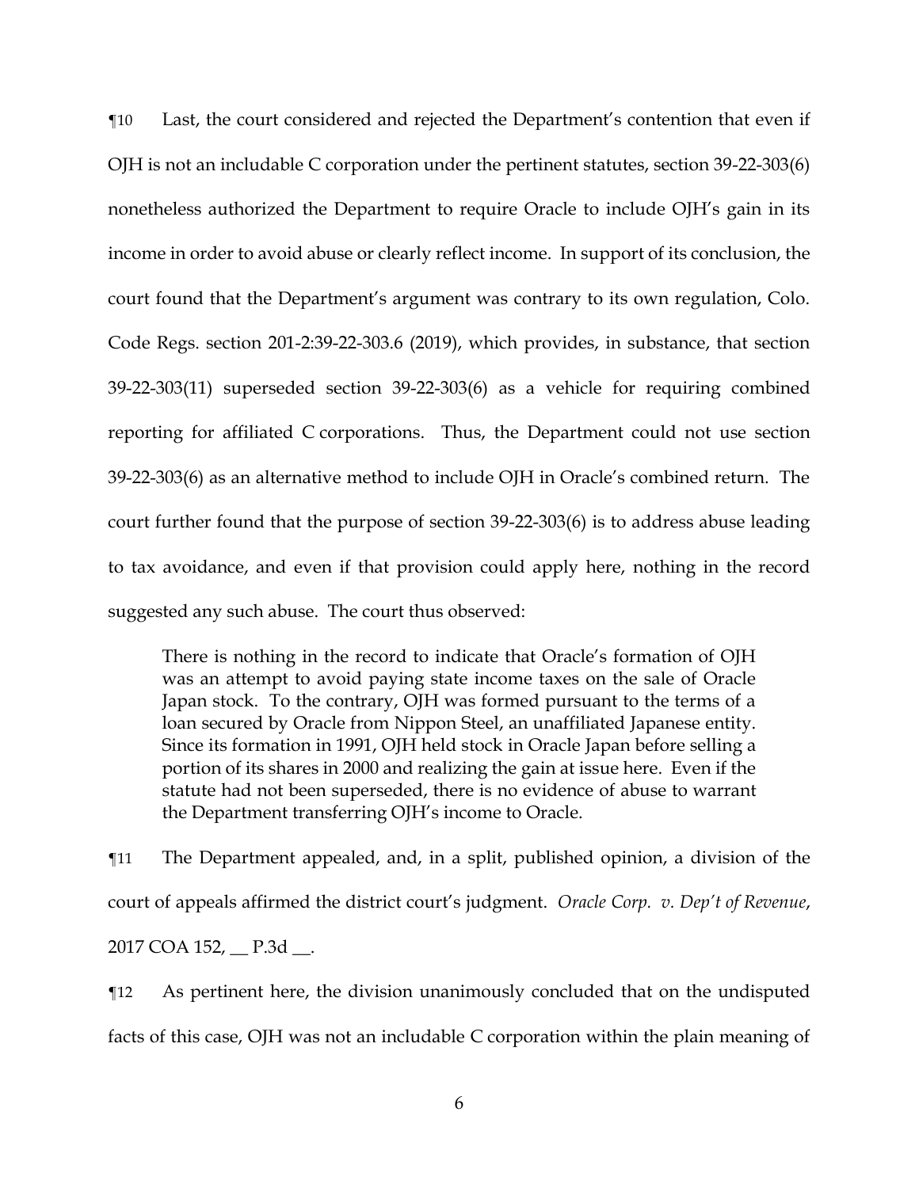¶10 Last, the court considered and rejected the Department's contention that even if OJH is not an includable C corporation under the pertinent statutes, section 39-22-303(6) nonetheless authorized the Department to require Oracle to include OJH's gain in its income in order to avoid abuse or clearly reflect income. In support of its conclusion, the court found that the Department's argument was contrary to its own regulation, Colo. Code Regs. section 201-2:39-22-303.6 (2019), which provides, in substance, that section 39-22-303(11) superseded section 39-22-303(6) as a vehicle for requiring combined reporting for affiliated C corporations. Thus, the Department could not use section 39-22-303(6) as an alternative method to include OJH in Oracle's combined return. The court further found that the purpose of section 39-22-303(6) is to address abuse leading to tax avoidance, and even if that provision could apply here, nothing in the record suggested any such abuse. The court thus observed:

> There is nothing in the record to indicate that Oracle's formation of OJH was an attempt to avoid paying state income taxes on the sale of Oracle Japan stock. To the contrary, OJH was formed pursuant to the terms of a loan secured by Oracle from Nippon Steel, an unaffiliated Japanese entity. Since its formation in 1991, OJH held stock in Oracle Japan before selling a portion of its shares in 2000 and realizing the gain at issue here. Even if the statute had not been superseded, there is no evidence of abuse to warrant the Department transferring OJH's income to Oracle.

¶11 The Department appealed, and, in a split, published opinion, a division of the court of appeals affirmed the district court's judgment. *Oracle Corp. v. Dep't of Revenue*, 2017 COA 152, __ P.3d __.

¶12 As pertinent here, the division unanimously concluded that on the undisputed facts of this case, OJH was not an includable C corporation within the plain meaning of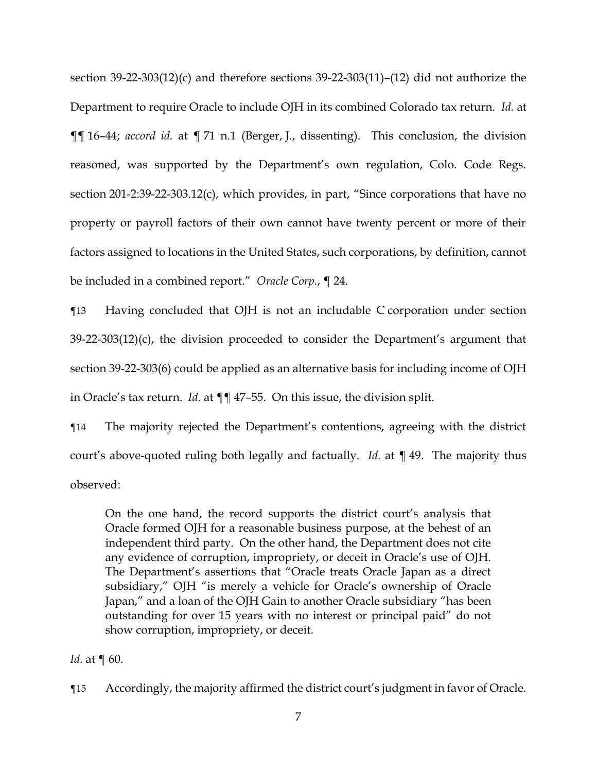section 39-22-303(12)(c) and therefore sections 39-22-303(11)–(12) did not authorize the Department to require Oracle to include OJH in its combined Colorado tax return. *Id.* at ¶¶ 16–44; *accord id.* at ¶ 71 n.1 (Berger, J., dissenting). This conclusion, the division reasoned, was supported by the Department's own regulation, Colo. Code Regs. section 201-2:39-22-303.12(c), which provides, in part, "Since corporations that have no property or payroll factors of their own cannot have twenty percent or more of their factors assigned to locations in the United States, such corporations, by definition, cannot be included in a combined report." *Oracle Corp.*, ¶ 24.

¶13 Having concluded that OJH is not an includable C corporation under section 39-22-303(12)(c), the division proceeded to consider the Department's argument that section 39-22-303(6) could be applied as an alternative basis for including income of OJH in Oracle's tax return. *Id.* at ¶¶ 47–55. On this issue, the division split.

¶14 The majority rejected the Department's contentions, agreeing with the district court's above-quoted ruling both legally and factually. *Id.* at ¶ 49. The majority thus observed:

> On the one hand, the record supports the district court's analysis that Oracle formed OJH for a reasonable business purpose, at the behest of an independent third party. On the other hand, the Department does not cite any evidence of corruption, impropriety, or deceit in Oracle's use of OJH. The Department's assertions that "Oracle treats Oracle Japan as a direct subsidiary," OJH "is merely a vehicle for Oracle's ownership of Oracle Japan," and a loan of the OJH Gain to another Oracle subsidiary "has been outstanding for over 15 years with no interest or principal paid" do not show corruption, impropriety, or deceit.

*Id.* at ¶ 60.

¶15 Accordingly, the majority affirmed the district court's judgment in favor of Oracle.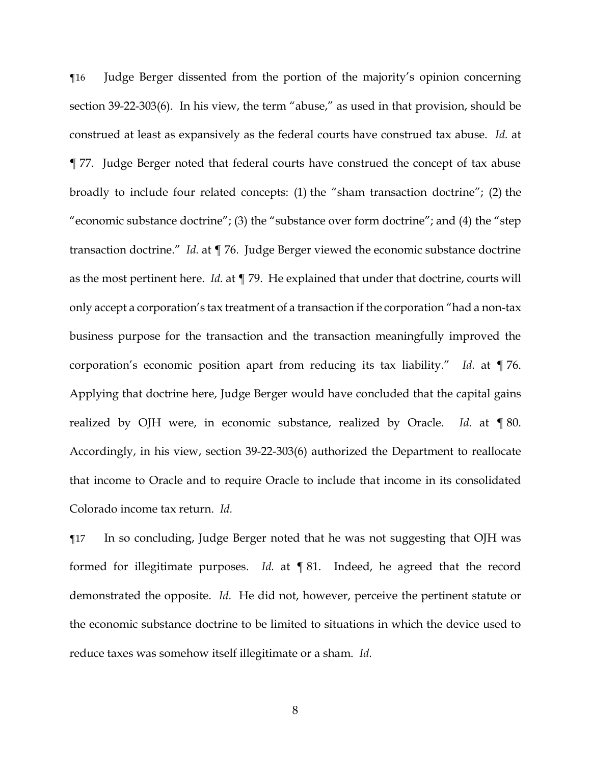¶16 Judge Berger dissented from the portion of the majority's opinion concerning section 39-22-303(6). In his view, the term "abuse," as used in that provision, should be construed at least as expansively as the federal courts have construed tax abuse. *Id.* at ¶ 77. Judge Berger noted that federal courts have construed the concept of tax abuse broadly to include four related concepts: (1) the "sham transaction doctrine"; (2) the "economic substance doctrine"; (3) the "substance over form doctrine"; and (4) the "step transaction doctrine." *Id.* at ¶ 76. Judge Berger viewed the economic substance doctrine as the most pertinent here. *Id.* at ¶ 79. He explained that under that doctrine, courts will only accept a corporation's tax treatment of a transaction if the corporation "had a non-tax business purpose for the transaction and the transaction meaningfully improved the corporation's economic position apart from reducing its tax liability." *Id.* at ¶ 76. Applying that doctrine here, Judge Berger would have concluded that the capital gains realized by OJH were, in economic substance, realized by Oracle. *Id.* at ¶ 80. Accordingly, in his view, section 39-22-303(6) authorized the Department to reallocate that income to Oracle and to require Oracle to include that income in its consolidated Colorado income tax return. *Id.*

¶17 In so concluding, Judge Berger noted that he was not suggesting that OJH was formed for illegitimate purposes. *Id.* at ¶ 81. Indeed, he agreed that the record demonstrated the opposite. *Id.* He did not, however, perceive the pertinent statute or the economic substance doctrine to be limited to situations in which the device used to reduce taxes was somehow itself illegitimate or a sham. *Id.*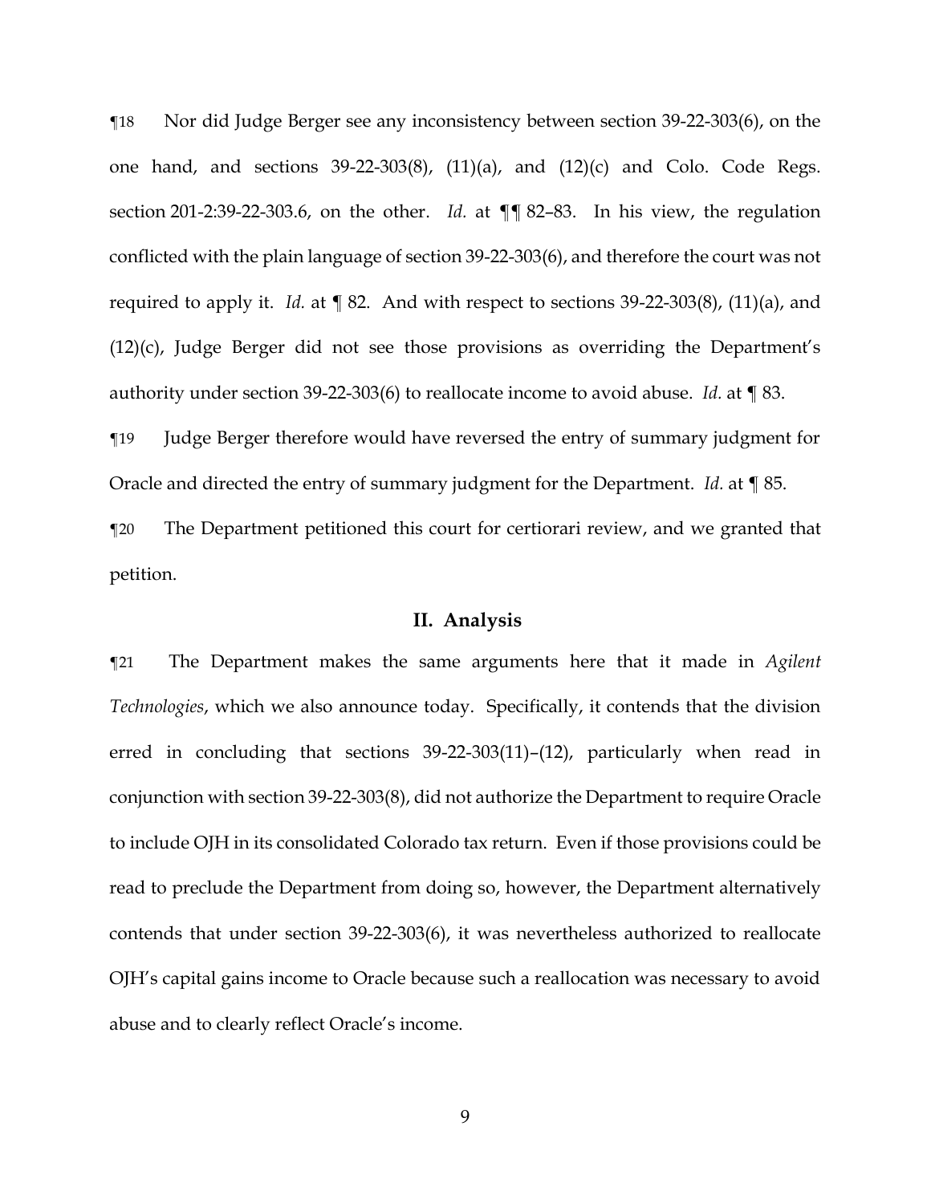¶18 Nor did Judge Berger see any inconsistency between section 39-22-303(6), on the one hand, and sections 39-22-303(8), (11)(a), and (12)(c) and Colo. Code Regs. section 201-2:39-22-303.6, on the other. *Id.* at ¶¶ 82–83. In his view, the regulation conflicted with the plain language of section 39-22-303(6), and therefore the court was not required to apply it. *Id.* at ¶ 82. And with respect to sections 39-22-303(8), (11)(a), and (12)(c), Judge Berger did not see those provisions as overriding the Department's authority under section 39-22-303(6) to reallocate income to avoid abuse. *Id.* at ¶ 83.

¶19 Judge Berger therefore would have reversed the entry of summary judgment for Oracle and directed the entry of summary judgment for the Department. *Id.* at ¶ 85.

¶20 The Department petitioned this court for certiorari review, and we granted that petition.

## II. Analysis

¶21 The Department makes the same arguments here that it made in *Agilent Technologies*, which we also announce today. Specifically, it contends that the division erred in concluding that sections 39-22-303(11)–(12), particularly when read in conjunction with section 39-22-303(8), did not authorize the Department to require Oracle to include OJH in its consolidated Colorado tax return. Even if those provisions could be read to preclude the Department from doing so, however, the Department alternatively contends that under section 39-22-303(6), it was nevertheless authorized to reallocate OJH's capital gains income to Oracle because such a reallocation was necessary to avoid abuse and to clearly reflect Oracle's income.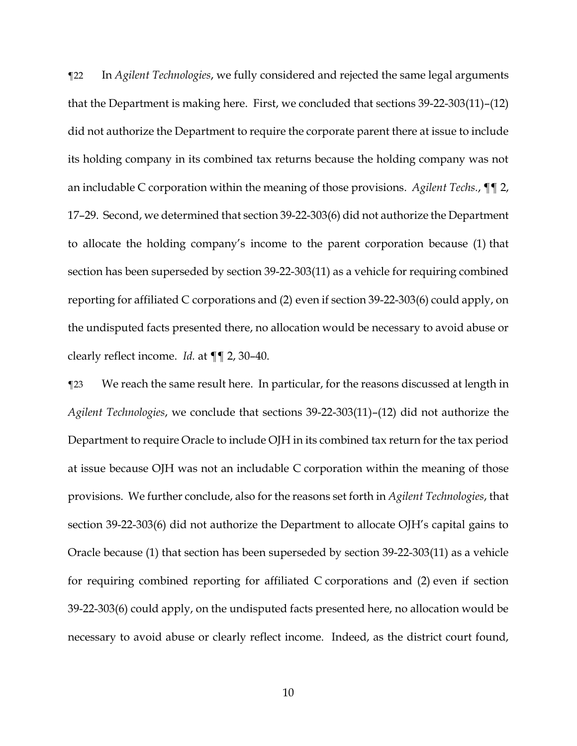¶22 In *Agilent Technologies*, we fully considered and rejected the same legal arguments that the Department is making here. First, we concluded that sections 39-22-303(11)–(12) did not authorize the Department to require the corporate parent there at issue to include its holding company in its combined tax returns because the holding company was not an includable C corporation within the meaning of those provisions. *Agilent Techs.*, ¶¶ 2, 17–29. Second, we determined that section 39-22-303(6) did not authorize the Department to allocate the holding company's income to the parent corporation because (1) that section has been superseded by section 39-22-303(11) as a vehicle for requiring combined reporting for affiliated C corporations and (2) even if section 39-22-303(6) could apply, on the undisputed facts presented there, no allocation would be necessary to avoid abuse or clearly reflect income. *Id.* at ¶¶ 2, 30–40.

¶23 We reach the same result here. In particular, for the reasons discussed at length in *Agilent Technologies*, we conclude that sections 39-22-303(11)–(12) did not authorize the Department to require Oracle to include OJH in its combined tax return for the tax period at issue because OJH was not an includable C corporation within the meaning of those provisions. We further conclude, also for the reasons set forth in *Agilent Technologies*, that section 39-22-303(6) did not authorize the Department to allocate OJH's capital gains to Oracle because (1) that section has been superseded by section 39-22-303(11) as a vehicle for requiring combined reporting for affiliated C corporations and (2) even if section 39-22-303(6) could apply, on the undisputed facts presented here, no allocation would be necessary to avoid abuse or clearly reflect income. Indeed, as the district court found,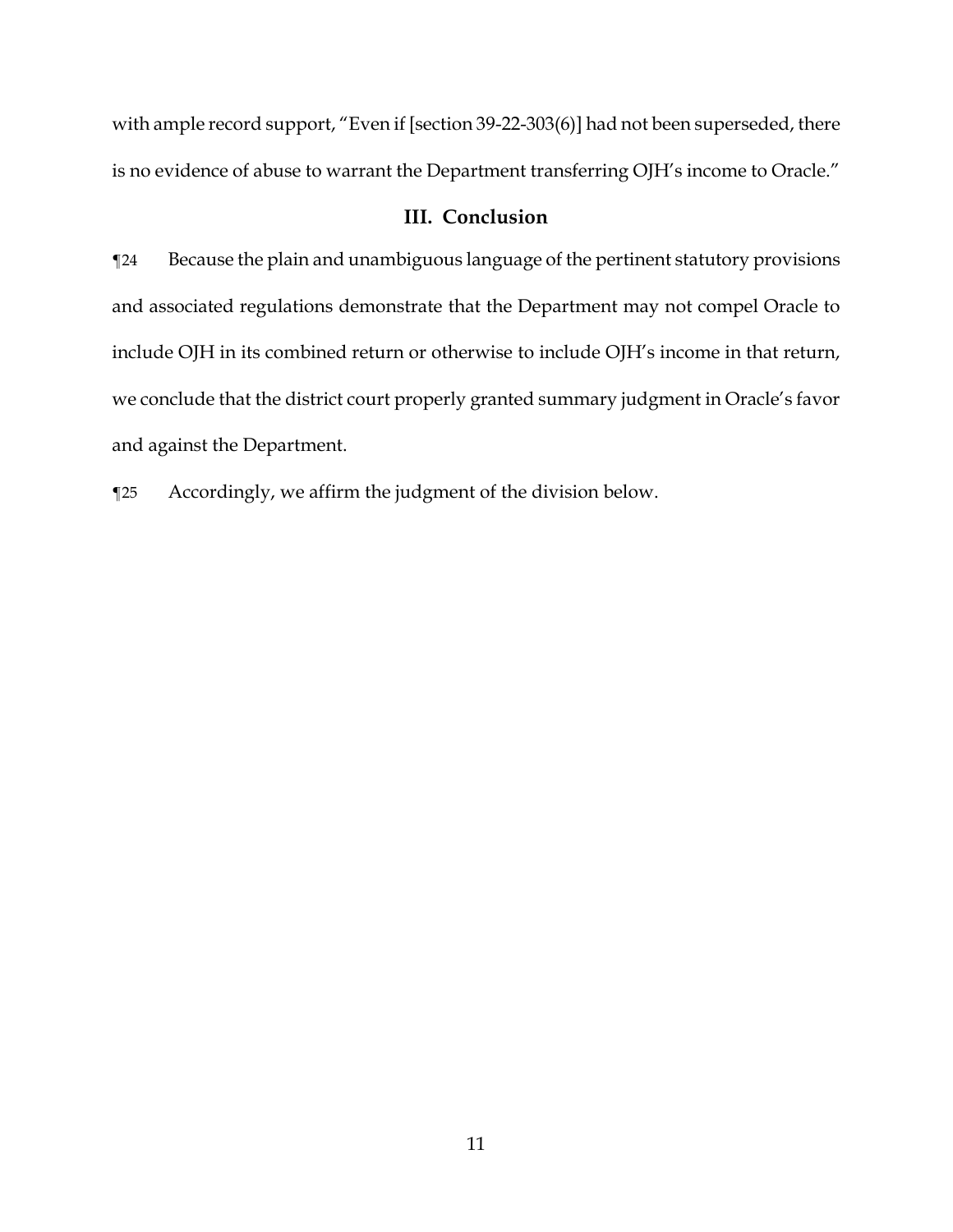with ample record support, "Even if [section 39-22-303(6)] had not been superseded, there is no evidence of abuse to warrant the Department transferring OJH's income to Oracle."

## III. Conclusion

¶24 Because the plain and unambiguous language of the pertinent statutory provisions and associated regulations demonstrate that the Department may not compel Oracle to include OJH in its combined return or otherwise to include OJH's income in that return, we conclude that the district court properly granted summary judgment in Oracle's favor and against the Department.

¶25 Accordingly, we affirm the judgment of the division below.